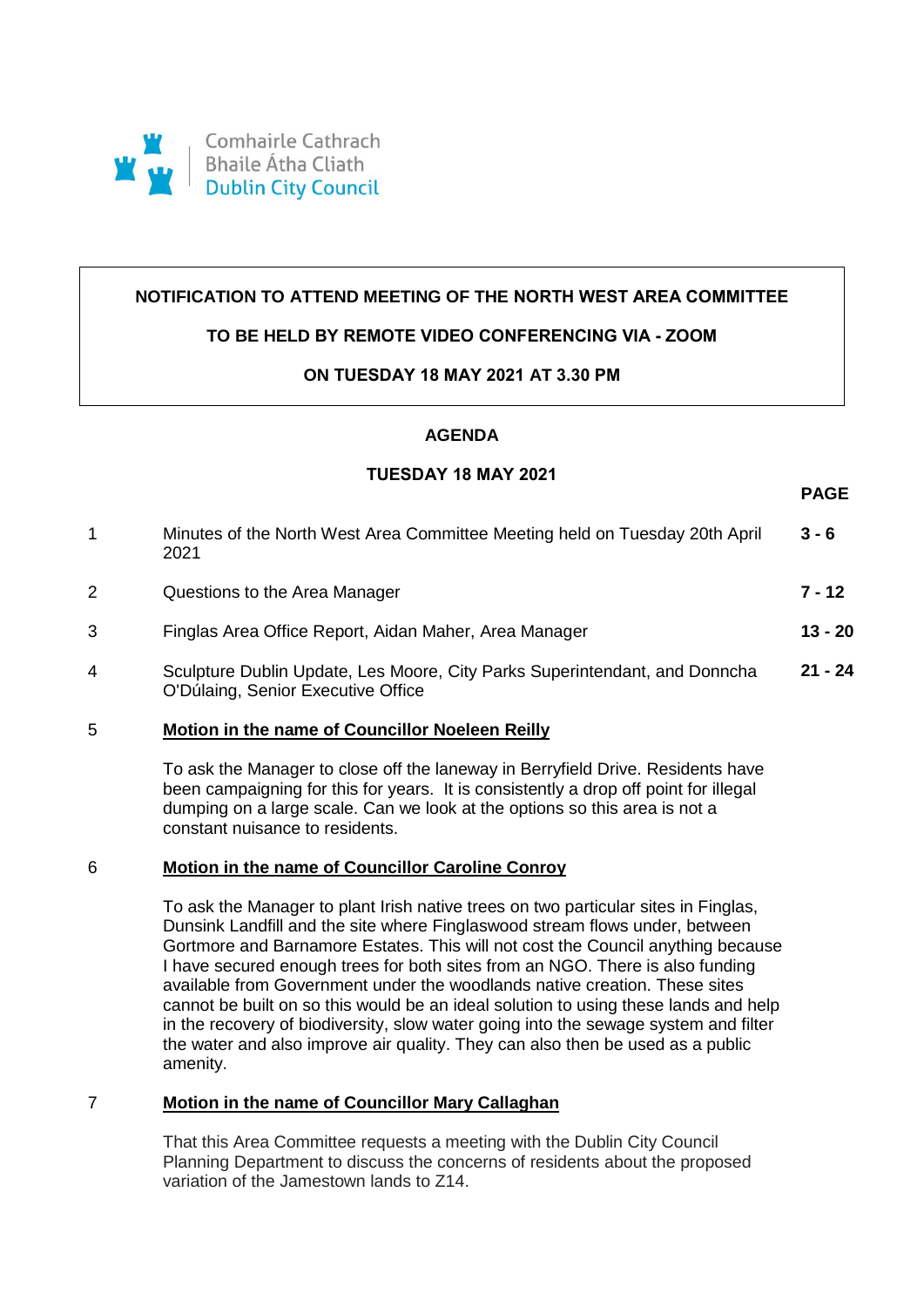Comhairle Cathrach
Bhaile Átha Cliath
Dublin City Council

**NOTIFICATION TO ATTEND MEETING OF THE NORTH WEST AREA COMMITTEE**

**TO BE HELD BY REMOTE VIDEO CONFERENCING VIA - ZOOM**

**ON TUESDAY 18 MAY 2021 AT 3.30 PM**

## AGENDA

**TUESDAY 18 MAY 2021**

| | | PAGE |
|---|---|---|
| 1 | Minutes of the North West Area Committee Meeting held on Tuesday 20th April 2021 | **3 - 6** |
| 2 | Questions to the Area Manager | **7 - 12** |
| 3 | Finglas Area Office Report, Aidan Maher, Area Manager | **13 - 20** |
| 4 | Sculpture Dublin Update, Les Moore, City Parks Superintendant, and Donncha O'Dúlaing, Senior Executive Office | **21 - 24** |

5 **Motion in the name of Councillor Noeleen Reilly**

To ask the Manager to close off the laneway in Berryfield Drive. Residents have been campaigning for this for years. It is consistently a drop off point for illegal dumping on a large scale. Can we look at the options so this area is not a constant nuisance to residents.

6 **Motion in the name of Councillor Caroline Conroy**

To ask the Manager to plant Irish native trees on two particular sites in Finglas, Dunsink Landfill and the site where Finglaswood stream flows under, between Gortmore and Barnamore Estates. This will not cost the Council anything because I have secured enough trees for both sites from an NGO. There is also funding available from Government under the woodlands native creation. These sites cannot be built on so this would be an ideal solution to using these lands and help in the recovery of biodiversity, slow water going into the sewage system and filter the water and also improve air quality. They can also then be used as a public amenity.

7 **Motion in the name of Councillor Mary Callaghan**

That this Area Committee requests a meeting with the Dublin City Council Planning Department to discuss the concerns of residents about the proposed variation of the Jamestown lands to Z14.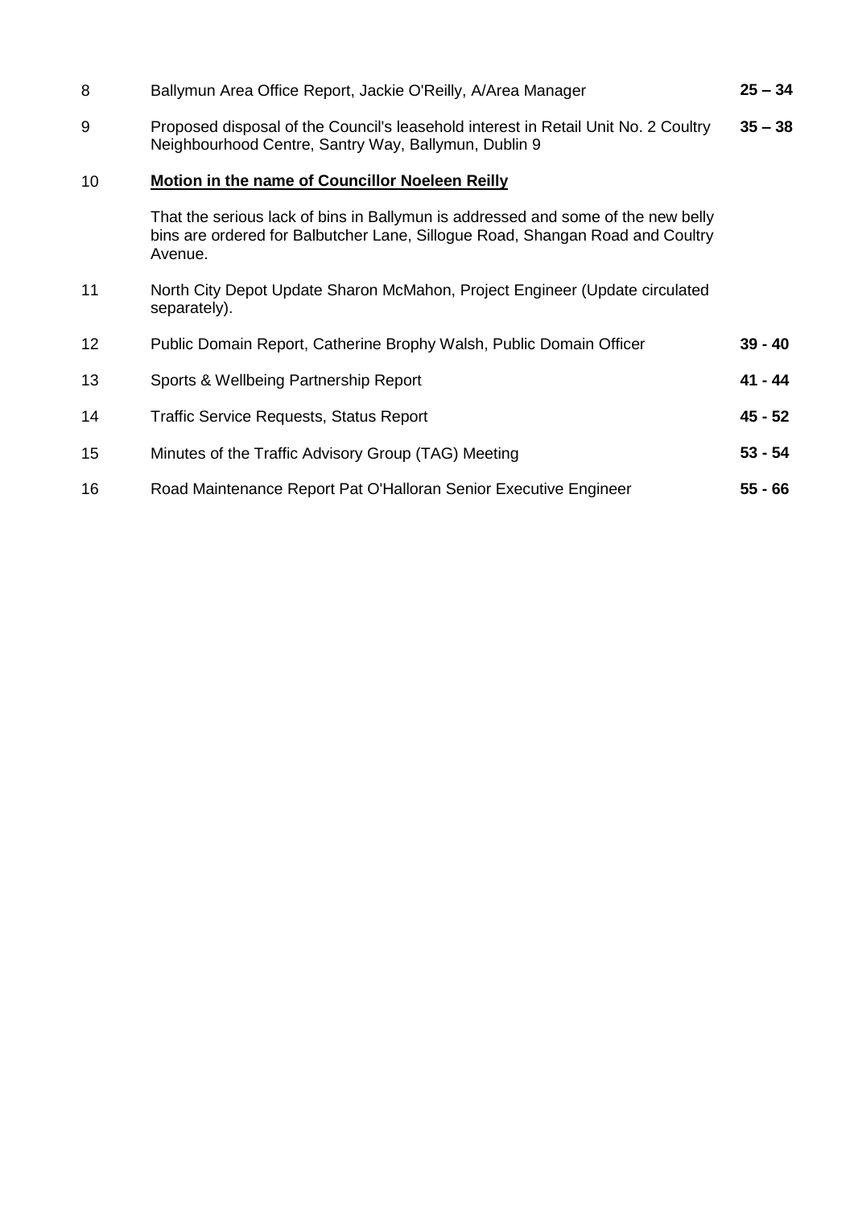| | | |
|---|---|---|
| 8 | Ballymun Area Office Report, Jackie O'Reilly, A/Area Manager | **25 – 34** |
| 9 | Proposed disposal of the Council's leasehold interest in Retail Unit No. 2 Coultry Neighbourhood Centre, Santry Way, Ballymun, Dublin 9 | **35 – 38** |
| 10 | **Motion in the name of Councillor Noeleen Reilly**<br><br>That the serious lack of bins in Ballymun is addressed and some of the new belly bins are ordered for Balbutcher Lane, Sillogue Road, Shangan Road and Coultry Avenue. | |
| 11 | North City Depot Update Sharon McMahon, Project Engineer (Update circulated separately). | |
| 12 | Public Domain Report, Catherine Brophy Walsh, Public Domain Officer | **39 - 40** |
| 13 | Sports & Wellbeing Partnership Report | **41 - 44** |
| 14 | Traffic Service Requests, Status Report | **45 - 52** |
| 15 | Minutes of the Traffic Advisory Group (TAG) Meeting | **53 - 54** |
| 16 | Road Maintenance Report Pat O'Halloran Senior Executive Engineer | **55 - 66** |